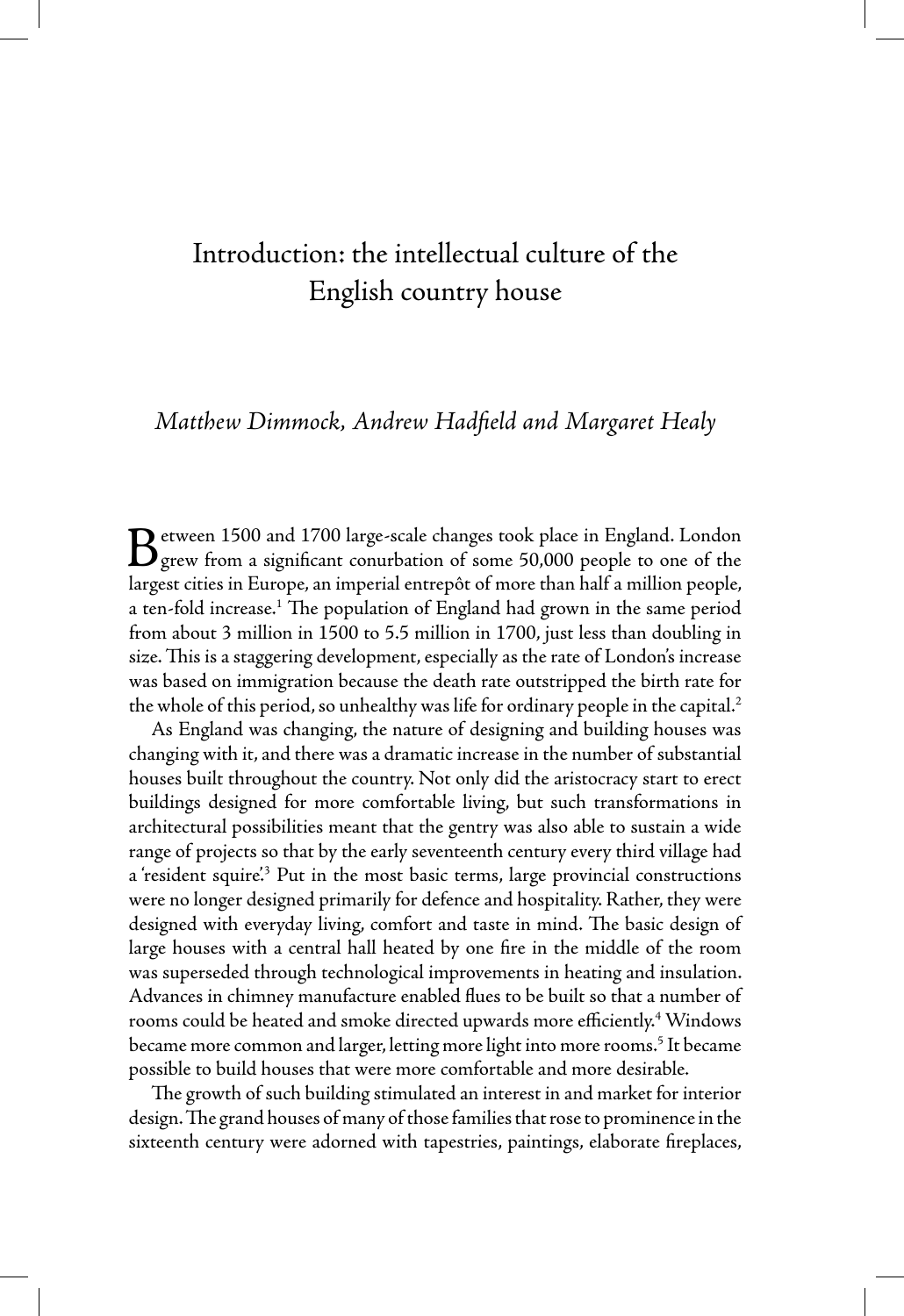# Introduction: the intellectual culture of the English country house

*Matthew Dimmock, Andrew Hadfield and Margaret Healy*

Between 1500 and 1700 large-scale changes took place in England. London grew from a significant conurbation of some 50,000 people to one of the largest cities in Europe, an imperial entrepôt of more than half a million people, a ten-fold increase.[1] The population of England had grown in the same period from about 3 million in 1500 to 5.5 million in 1700, just less than doubling in size. This is a staggering development, especially as the rate of London's increase was based on immigration because the death rate outstripped the birth rate for the whole of this period, so unhealthy was life for ordinary people in the capital.[2]

As England was changing, the nature of designing and building houses was changing with it, and there was a dramatic increase in the number of substantial houses built throughout the country. Not only did the aristocracy start to erect buildings designed for more comfortable living, but such transformations in architectural possibilities meant that the gentry was also able to sustain a wide range of projects so that by the early seventeenth century every third village had a 'resident squire'.[3] Put in the most basic terms, large provincial constructions were no longer designed primarily for defence and hospitality. Rather, they were designed with everyday living, comfort and taste in mind. The basic design of large houses with a central hall heated by one fire in the middle of the room was superseded through technological improvements in heating and insulation. Advances in chimney manufacture enabled flues to be built so that a number of rooms could be heated and smoke directed upwards more efficiently.[4] Windows became more common and larger, letting more light into more rooms.[5] It became possible to build houses that were more comfortable and more desirable.

The growth of such building stimulated an interest in and market for interior design. The grand houses of many of those families that rose to prominence in the sixteenth century were adorned with tapestries, paintings, elaborate fireplaces,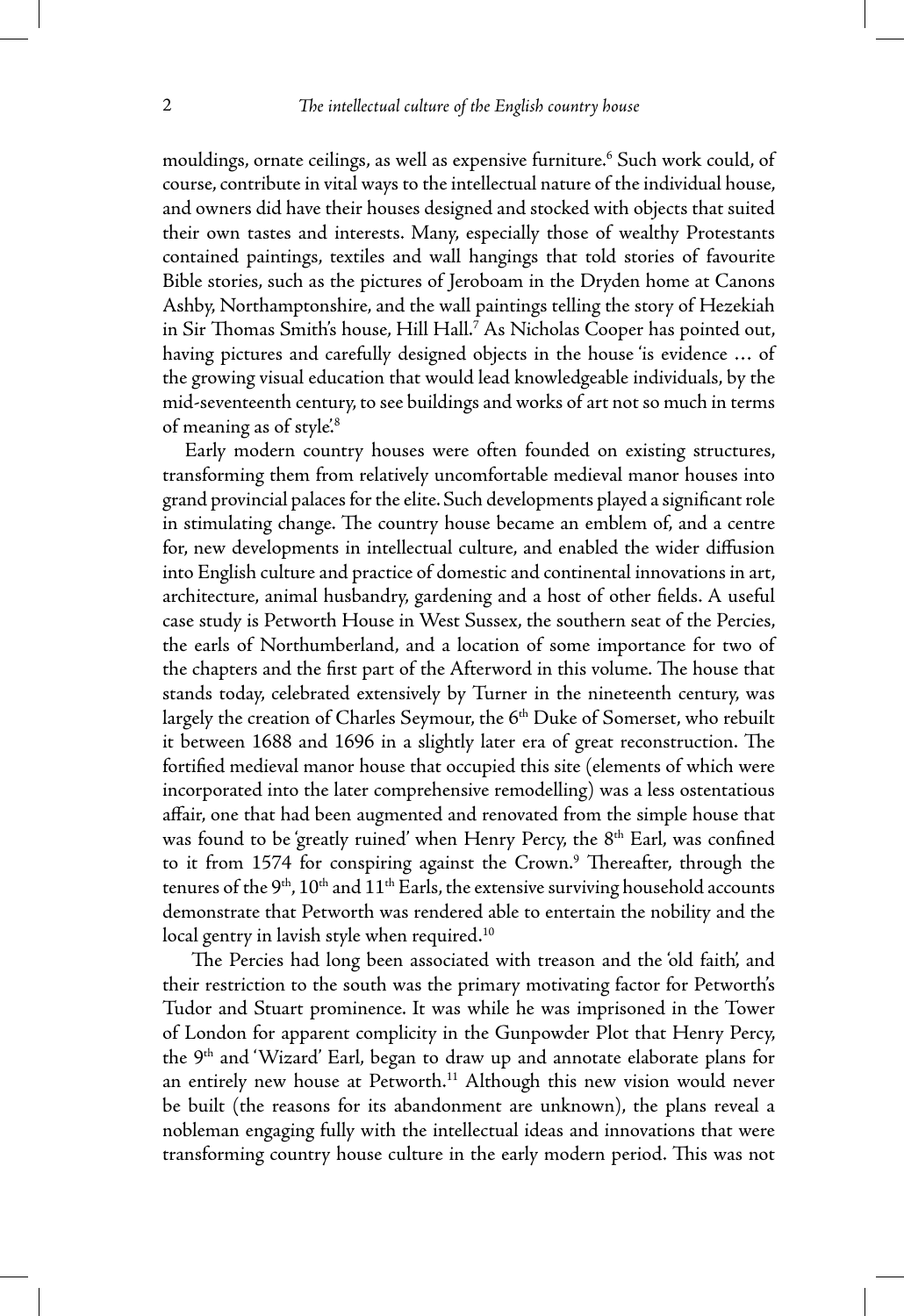mouldings, ornate ceilings, as well as expensive furniture.[6] Such work could, of course, contribute in vital ways to the intellectual nature of the individual house, and owners did have their houses designed and stocked with objects that suited their own tastes and interests. Many, especially those of wealthy Protestants contained paintings, textiles and wall hangings that told stories of favourite Bible stories, such as the pictures of Jeroboam in the Dryden home at Canons Ashby, Northamptonshire, and the wall paintings telling the story of Hezekiah in Sir Thomas Smith's house, Hill Hall.[7] As Nicholas Cooper has pointed out, having pictures and carefully designed objects in the house 'is evidence … of the growing visual education that would lead knowledgeable individuals, by the mid-seventeenth century, to see buildings and works of art not so much in terms of meaning as of style'.[8]

Early modern country houses were often founded on existing structures, transforming them from relatively uncomfortable medieval manor houses into grand provincial palaces for the elite. Such developments played a significant role in stimulating change. The country house became an emblem of, and a centre for, new developments in intellectual culture, and enabled the wider diffusion into English culture and practice of domestic and continental innovations in art, architecture, animal husbandry, gardening and a host of other fields. A useful case study is Petworth House in West Sussex, the southern seat of the Percies, the earls of Northumberland, and a location of some importance for two of the chapters and the first part of the Afterword in this volume. The house that stands today, celebrated extensively by Turner in the nineteenth century, was largely the creation of Charles Seymour, the 6th Duke of Somerset, who rebuilt it between 1688 and 1696 in a slightly later era of great reconstruction. The fortified medieval manor house that occupied this site (elements of which were incorporated into the later comprehensive remodelling) was a less ostentatious affair, one that had been augmented and renovated from the simple house that was found to be 'greatly ruined' when Henry Percy, the 8th Earl, was confined to it from 1574 for conspiring against the Crown.[9] Thereafter, through the tenures of the 9th, 10th and 11th Earls, the extensive surviving household accounts demonstrate that Petworth was rendered able to entertain the nobility and the local gentry in lavish style when required.[10]

The Percies had long been associated with treason and the 'old faith', and their restriction to the south was the primary motivating factor for Petworth's Tudor and Stuart prominence. It was while he was imprisoned in the Tower of London for apparent complicity in the Gunpowder Plot that Henry Percy, the 9th and 'Wizard' Earl, began to draw up and annotate elaborate plans for an entirely new house at Petworth.[11] Although this new vision would never be built (the reasons for its abandonment are unknown), the plans reveal a nobleman engaging fully with the intellectual ideas and innovations that were transforming country house culture in the early modern period. This was not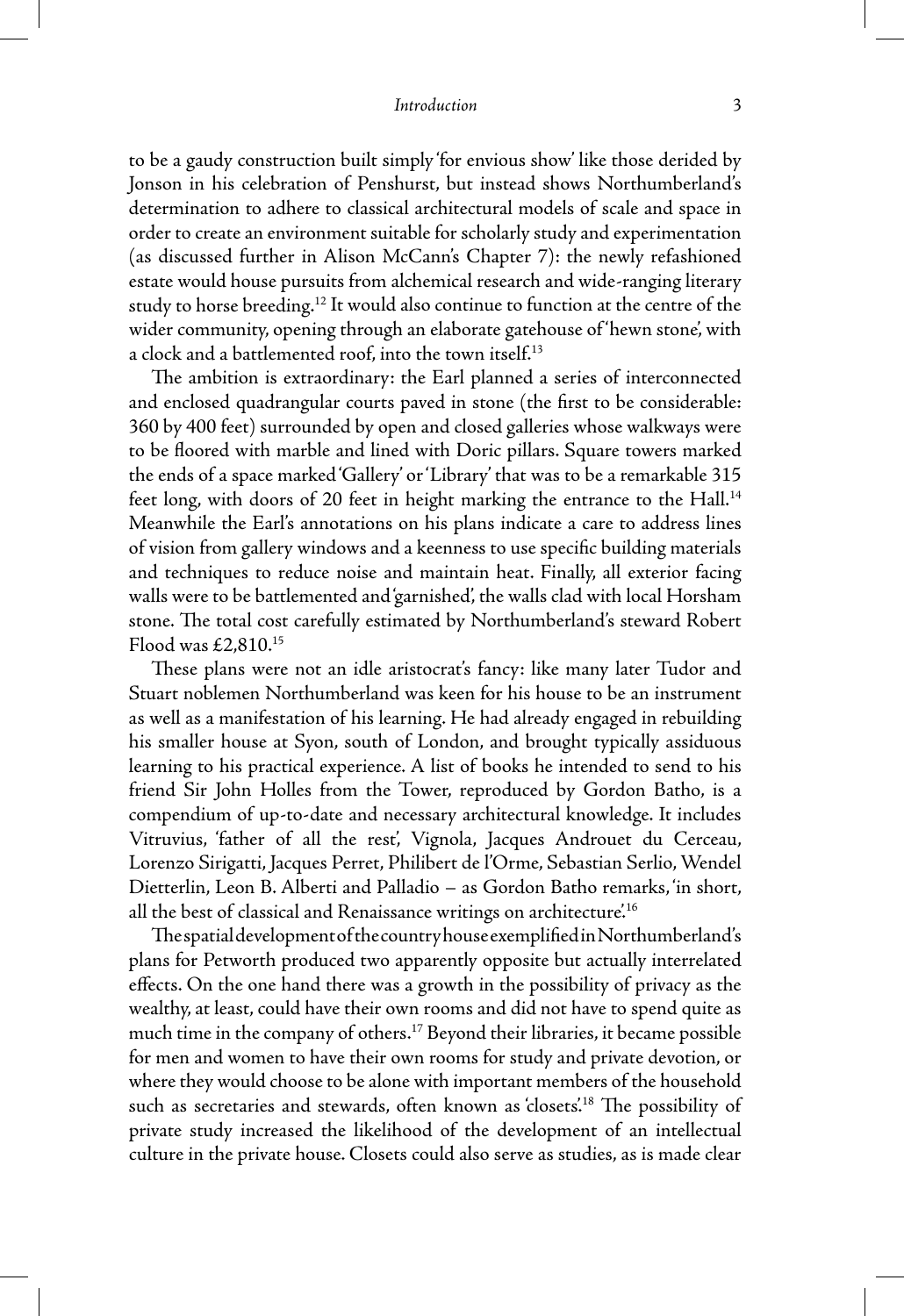to be a gaudy construction built simply 'for envious show' like those derided by Jonson in his celebration of Penshurst, but instead shows Northumberland's determination to adhere to classical architectural models of scale and space in order to create an environment suitable for scholarly study and experimentation (as discussed further in Alison McCann's Chapter 7): the newly refashioned estate would house pursuits from alchemical research and wide-ranging literary study to horse breeding.[12] It would also continue to function at the centre of the wider community, opening through an elaborate gatehouse of 'hewn stone', with a clock and a battlemented roof, into the town itself.[13]

The ambition is extraordinary: the Earl planned a series of interconnected and enclosed quadrangular courts paved in stone (the first to be considerable: 360 by 400 feet) surrounded by open and closed galleries whose walkways were to be floored with marble and lined with Doric pillars. Square towers marked the ends of a space marked 'Gallery' or 'Library' that was to be a remarkable 315 feet long, with doors of 20 feet in height marking the entrance to the Hall.[14] Meanwhile the Earl's annotations on his plans indicate a care to address lines of vision from gallery windows and a keenness to use specific building materials and techniques to reduce noise and maintain heat. Finally, all exterior facing walls were to be battlemented and 'garnished', the walls clad with local Horsham stone. The total cost carefully estimated by Northumberland's steward Robert Flood was £2,810.[15]

These plans were not an idle aristocrat's fancy: like many later Tudor and Stuart noblemen Northumberland was keen for his house to be an instrument as well as a manifestation of his learning. He had already engaged in rebuilding his smaller house at Syon, south of London, and brought typically assiduous learning to his practical experience. A list of books he intended to send to his friend Sir John Holles from the Tower, reproduced by Gordon Batho, is a compendium of up-to-date and necessary architectural knowledge. It includes Vitruvius, 'father of all the rest', Vignola, Jacques Androuet du Cerceau, Lorenzo Sirigatti, Jacques Perret, Philibert de l'Orme, Sebastian Serlio, Wendel Dietterlin, Leon B. Alberti and Palladio – as Gordon Batho remarks, 'in short, all the best of classical and Renaissance writings on architecture'.[16]

The spatial development of the country house exemplified in Northumberland's plans for Petworth produced two apparently opposite but actually interrelated effects. On the one hand there was a growth in the possibility of privacy as the wealthy, at least, could have their own rooms and did not have to spend quite as much time in the company of others.[17] Beyond their libraries, it became possible for men and women to have their own rooms for study and private devotion, or where they would choose to be alone with important members of the household such as secretaries and stewards, often known as 'closets'.[18] The possibility of private study increased the likelihood of the development of an intellectual culture in the private house. Closets could also serve as studies, as is made clear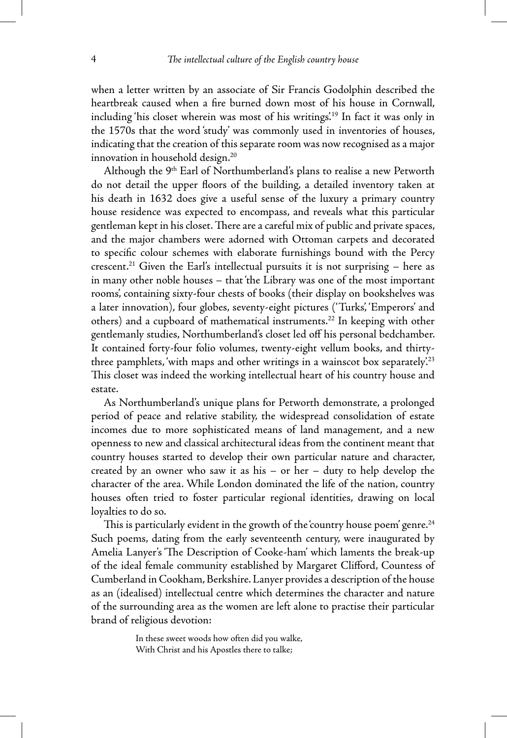when a letter written by an associate of Sir Francis Godolphin described the heartbreak caused when a fire burned down most of his house in Cornwall, including 'his closet wherein was most of his writings'.[19] In fact it was only in the 1570s that the word 'study' was commonly used in inventories of houses, indicating that the creation of this separate room was now recognised as a major innovation in household design.[20]

Although the 9th Earl of Northumberland's plans to realise a new Petworth do not detail the upper floors of the building, a detailed inventory taken at his death in 1632 does give a useful sense of the luxury a primary country house residence was expected to encompass, and reveals what this particular gentleman kept in his closet. There are a careful mix of public and private spaces, and the major chambers were adorned with Ottoman carpets and decorated to specific colour schemes with elaborate furnishings bound with the Percy crescent.[21] Given the Earl's intellectual pursuits it is not surprising – here as in many other noble houses – that 'the Library was one of the most important rooms', containing sixty-four chests of books (their display on bookshelves was a later innovation), four globes, seventy-eight pictures ('Turks', 'Emperors' and others) and a cupboard of mathematical instruments.[22] In keeping with other gentlemanly studies, Northumberland's closet led off his personal bedchamber. It contained forty-four folio volumes, twenty-eight vellum books, and thirty-three pamphlets, 'with maps and other writings in a wainscot box separately'.[23] This closet was indeed the working intellectual heart of his country house and estate.

As Northumberland's unique plans for Petworth demonstrate, a prolonged period of peace and relative stability, the widespread consolidation of estate incomes due to more sophisticated means of land management, and a new openness to new and classical architectural ideas from the continent meant that country houses started to develop their own particular nature and character, created by an owner who saw it as his – or her – duty to help develop the character of the area. While London dominated the life of the nation, country houses often tried to foster particular regional identities, drawing on local loyalties to do so.

This is particularly evident in the growth of the 'country house poem' genre.[24] Such poems, dating from the early seventeenth century, were inaugurated by Amelia Lanyer's 'The Description of Cooke-ham' which laments the break-up of the ideal female community established by Margaret Clifford, Countess of Cumberland in Cookham, Berkshire. Lanyer provides a description of the house as an (idealised) intellectual centre which determines the character and nature of the surrounding area as the women are left alone to practise their particular brand of religious devotion:

> In these sweet woods how often did you walke,
> With Christ and his Apostles there to talke;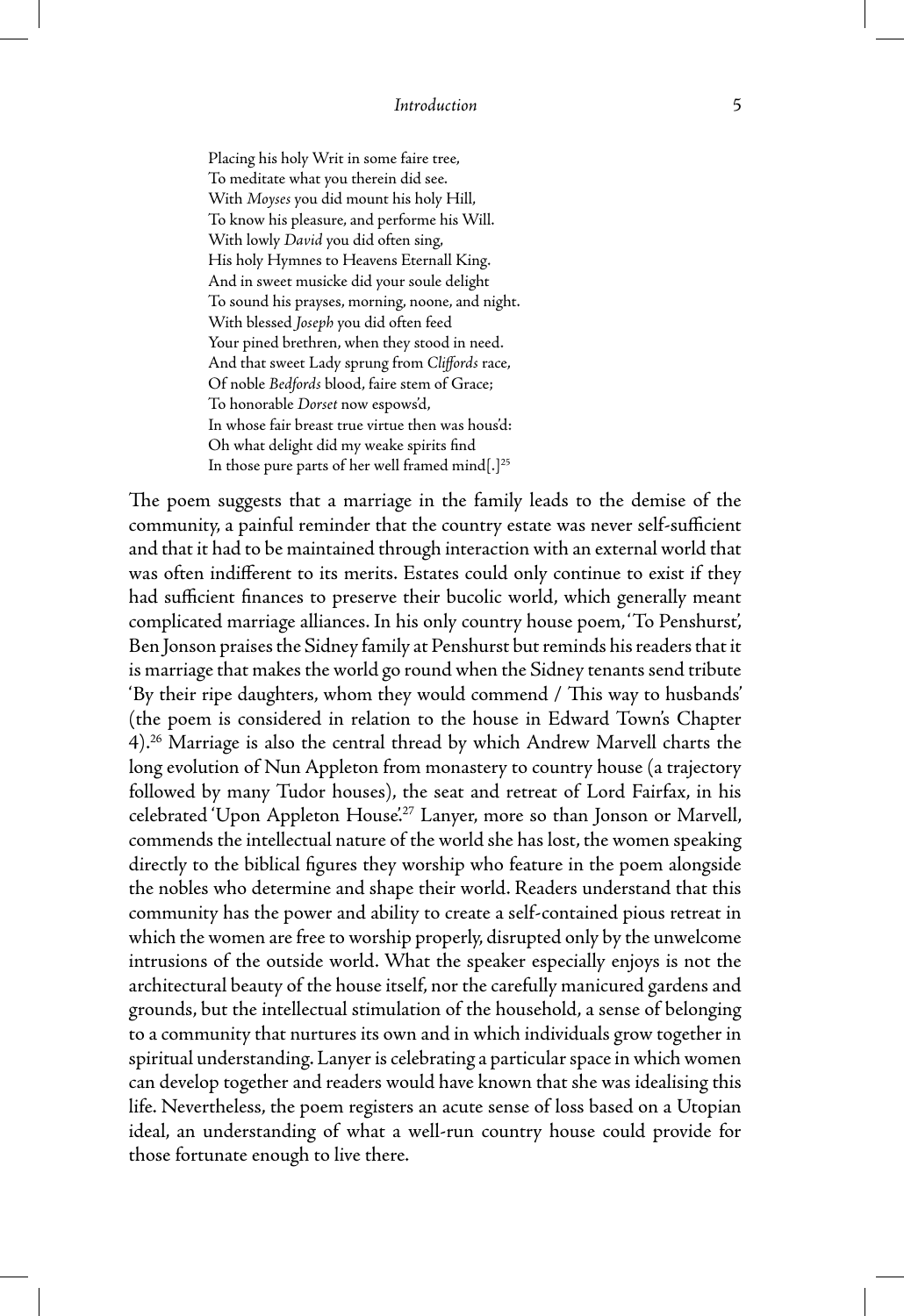> Placing his holy Writ in some faire tree,
> To meditate what you therein did see.
> With *Moyses* you did mount his holy Hill,
> To know his pleasure, and performe his Will.
> With lowly *David* you did often sing,
> His holy Hymnes to Heavens Eternall King.
> And in sweet musicke did your soule delight
> To sound his prayses, morning, noone, and night.
> With blessed *Joseph* you did often feed
> Your pined brethren, when they stood in need.
> And that sweet Lady sprung from *Cliffords* race,
> Of noble *Bedfords* blood, faire stem of Grace;
> To honorable *Dorset* now espows'd,
> In whose fair breast true virtue then was hous'd:
> Oh what delight did my weake spirits find
> In those pure parts of her well framed mind[.][25]

The poem suggests that a marriage in the family leads to the demise of the community, a painful reminder that the country estate was never self-sufficient and that it had to be maintained through interaction with an external world that was often indifferent to its merits. Estates could only continue to exist if they had sufficient finances to preserve their bucolic world, which generally meant complicated marriage alliances. In his only country house poem, 'To Penshurst', Ben Jonson praises the Sidney family at Penshurst but reminds his readers that it is marriage that makes the world go round when the Sidney tenants send tribute 'By their ripe daughters, whom they would commend / This way to husbands' (the poem is considered in relation to the house in Edward Town's Chapter 4).[26] Marriage is also the central thread by which Andrew Marvell charts the long evolution of Nun Appleton from monastery to country house (a trajectory followed by many Tudor houses), the seat and retreat of Lord Fairfax, in his celebrated 'Upon Appleton House'.[27] Lanyer, more so than Jonson or Marvell, commends the intellectual nature of the world she has lost, the women speaking directly to the biblical figures they worship who feature in the poem alongside the nobles who determine and shape their world. Readers understand that this community has the power and ability to create a self-contained pious retreat in which the women are free to worship properly, disrupted only by the unwelcome intrusions of the outside world. What the speaker especially enjoys is not the architectural beauty of the house itself, nor the carefully manicured gardens and grounds, but the intellectual stimulation of the household, a sense of belonging to a community that nurtures its own and in which individuals grow together in spiritual understanding. Lanyer is celebrating a particular space in which women can develop together and readers would have known that she was idealising this life. Nevertheless, the poem registers an acute sense of loss based on a Utopian ideal, an understanding of what a well-run country house could provide for those fortunate enough to live there.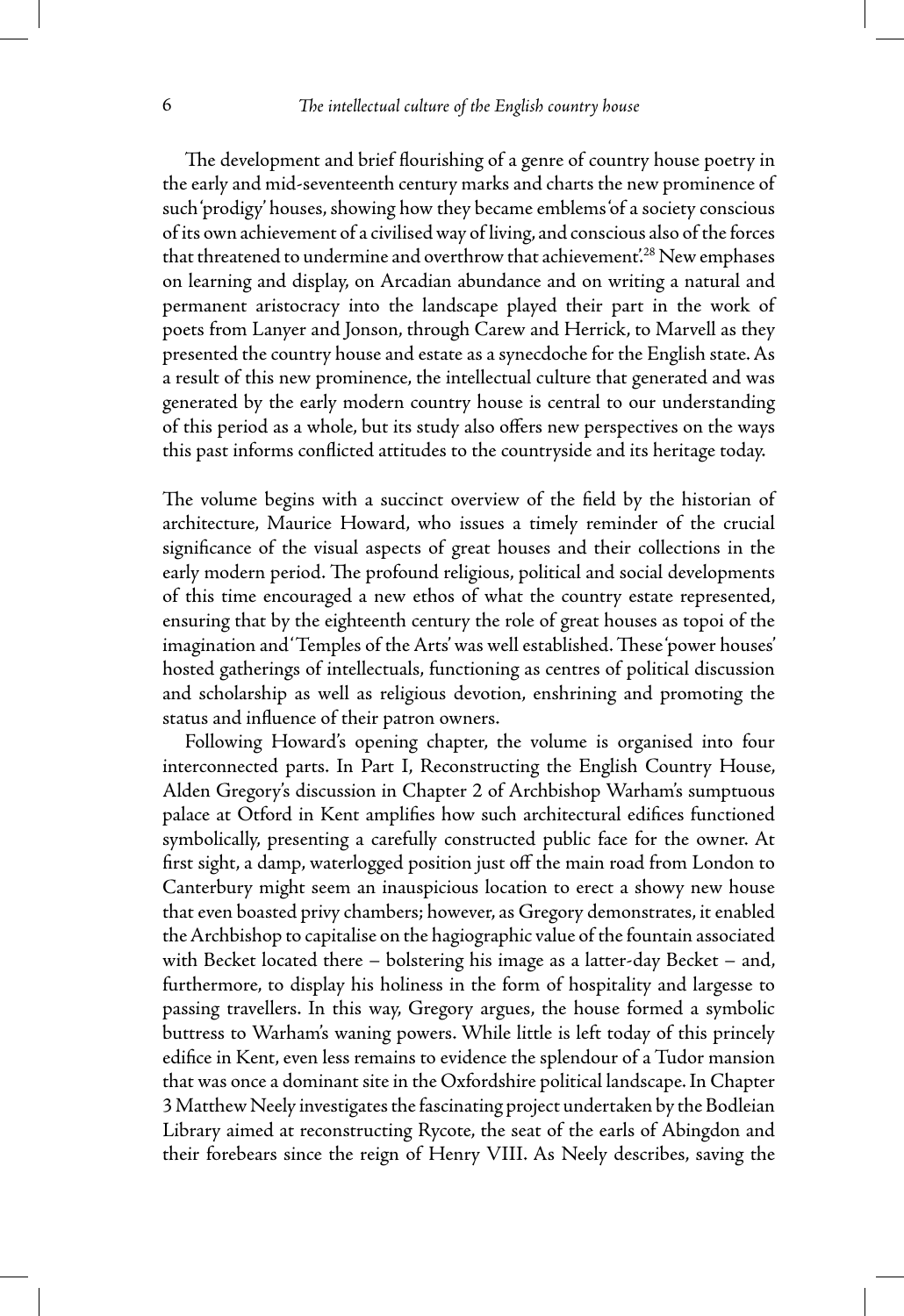The development and brief flourishing of a genre of country house poetry in the early and mid-seventeenth century marks and charts the new prominence of such 'prodigy' houses, showing how they became emblems 'of a society conscious of its own achievement of a civilised way of living, and conscious also of the forces that threatened to undermine and overthrow that achievement'.[28] New emphases on learning and display, on Arcadian abundance and on writing a natural and permanent aristocracy into the landscape played their part in the work of poets from Lanyer and Jonson, through Carew and Herrick, to Marvell as they presented the country house and estate as a synecdoche for the English state. As a result of this new prominence, the intellectual culture that generated and was generated by the early modern country house is central to our understanding of this period as a whole, but its study also offers new perspectives on the ways this past informs conflicted attitudes to the countryside and its heritage today.

The volume begins with a succinct overview of the field by the historian of architecture, Maurice Howard, who issues a timely reminder of the crucial significance of the visual aspects of great houses and their collections in the early modern period. The profound religious, political and social developments of this time encouraged a new ethos of what the country estate represented, ensuring that by the eighteenth century the role of great houses as topoi of the imagination and 'Temples of the Arts' was well established. These 'power houses' hosted gatherings of intellectuals, functioning as centres of political discussion and scholarship as well as religious devotion, enshrining and promoting the status and influence of their patron owners.

Following Howard's opening chapter, the volume is organised into four interconnected parts. In Part I, Reconstructing the English Country House, Alden Gregory's discussion in Chapter 2 of Archbishop Warham's sumptuous palace at Otford in Kent amplifies how such architectural edifices functioned symbolically, presenting a carefully constructed public face for the owner. At first sight, a damp, waterlogged position just off the main road from London to Canterbury might seem an inauspicious location to erect a showy new house that even boasted privy chambers; however, as Gregory demonstrates, it enabled the Archbishop to capitalise on the hagiographic value of the fountain associated with Becket located there – bolstering his image as a latter-day Becket – and, furthermore, to display his holiness in the form of hospitality and largesse to passing travellers. In this way, Gregory argues, the house formed a symbolic buttress to Warham's waning powers. While little is left today of this princely edifice in Kent, even less remains to evidence the splendour of a Tudor mansion that was once a dominant site in the Oxfordshire political landscape. In Chapter 3 Matthew Neely investigates the fascinating project undertaken by the Bodleian Library aimed at reconstructing Rycote, the seat of the earls of Abingdon and their forebears since the reign of Henry VIII. As Neely describes, saving the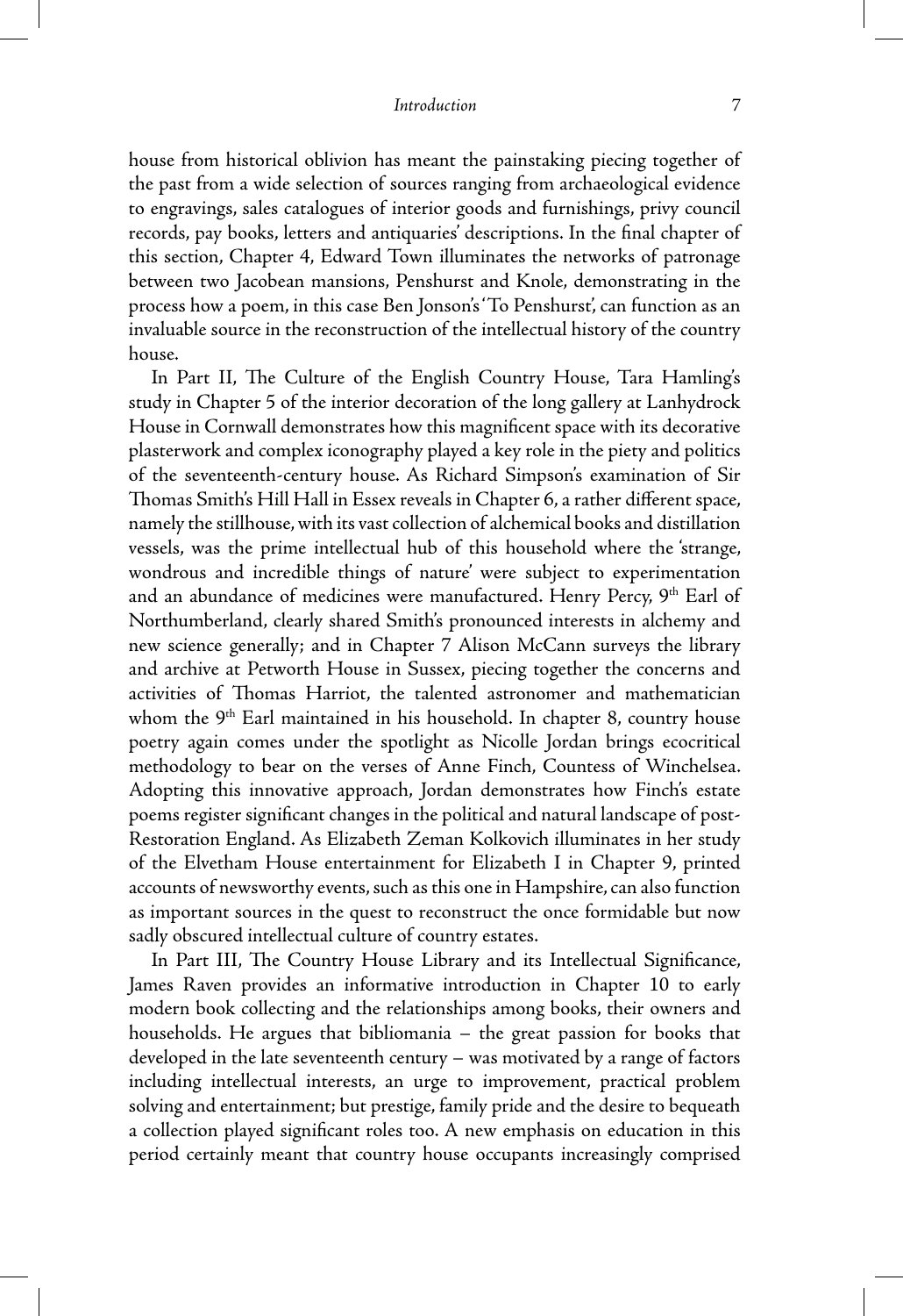house from historical oblivion has meant the painstaking piecing together of the past from a wide selection of sources ranging from archaeological evidence to engravings, sales catalogues of interior goods and furnishings, privy council records, pay books, letters and antiquaries' descriptions. In the final chapter of this section, Chapter 4, Edward Town illuminates the networks of patronage between two Jacobean mansions, Penshurst and Knole, demonstrating in the process how a poem, in this case Ben Jonson's 'To Penshurst', can function as an invaluable source in the reconstruction of the intellectual history of the country house.

In Part II, The Culture of the English Country House, Tara Hamling's study in Chapter 5 of the interior decoration of the long gallery at Lanhydrock House in Cornwall demonstrates how this magnificent space with its decorative plasterwork and complex iconography played a key role in the piety and politics of the seventeenth-century house. As Richard Simpson's examination of Sir Thomas Smith's Hill Hall in Essex reveals in Chapter 6, a rather different space, namely the stillhouse, with its vast collection of alchemical books and distillation vessels, was the prime intellectual hub of this household where the 'strange, wondrous and incredible things of nature' were subject to experimentation and an abundance of medicines were manufactured. Henry Percy, 9th Earl of Northumberland, clearly shared Smith's pronounced interests in alchemy and new science generally; and in Chapter 7 Alison McCann surveys the library and archive at Petworth House in Sussex, piecing together the concerns and activities of Thomas Harriot, the talented astronomer and mathematician whom the 9th Earl maintained in his household. In chapter 8, country house poetry again comes under the spotlight as Nicolle Jordan brings ecocritical methodology to bear on the verses of Anne Finch, Countess of Winchelsea. Adopting this innovative approach, Jordan demonstrates how Finch's estate poems register significant changes in the political and natural landscape of post-Restoration England. As Elizabeth Zeman Kolkovich illuminates in her study of the Elvetham House entertainment for Elizabeth I in Chapter 9, printed accounts of newsworthy events, such as this one in Hampshire, can also function as important sources in the quest to reconstruct the once formidable but now sadly obscured intellectual culture of country estates.

In Part III, The Country House Library and its Intellectual Significance, James Raven provides an informative introduction in Chapter 10 to early modern book collecting and the relationships among books, their owners and households. He argues that bibliomania – the great passion for books that developed in the late seventeenth century – was motivated by a range of factors including intellectual interests, an urge to improvement, practical problem solving and entertainment; but prestige, family pride and the desire to bequeath a collection played significant roles too. A new emphasis on education in this period certainly meant that country house occupants increasingly comprised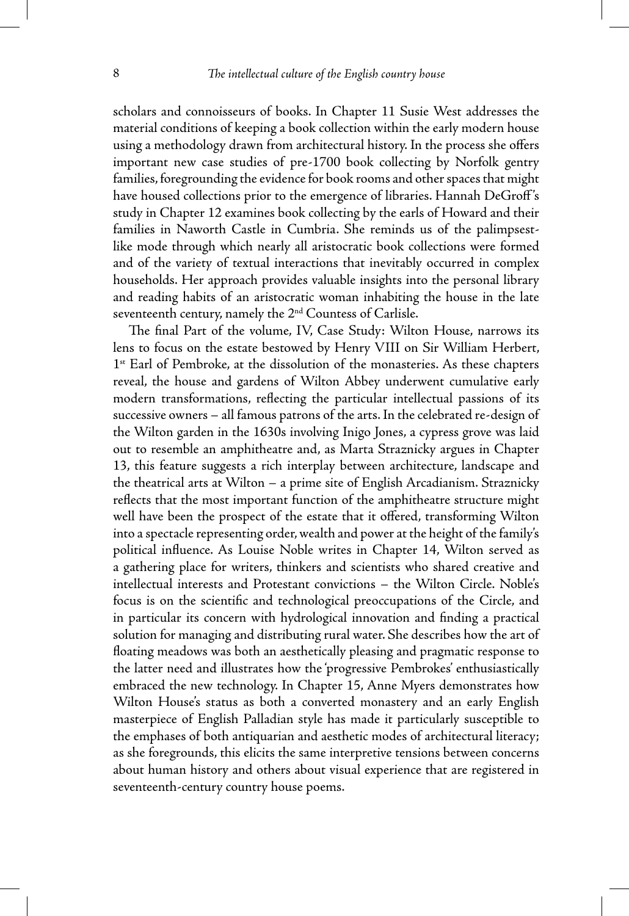scholars and connoisseurs of books. In Chapter 11 Susie West addresses the material conditions of keeping a book collection within the early modern house using a methodology drawn from architectural history. In the process she offers important new case studies of pre-1700 book collecting by Norfolk gentry families, foregrounding the evidence for book rooms and other spaces that might have housed collections prior to the emergence of libraries. Hannah DeGroff's study in Chapter 12 examines book collecting by the earls of Howard and their families in Naworth Castle in Cumbria. She reminds us of the palimpsest-like mode through which nearly all aristocratic book collections were formed and of the variety of textual interactions that inevitably occurred in complex households. Her approach provides valuable insights into the personal library and reading habits of an aristocratic woman inhabiting the house in the late seventeenth century, namely the 2nd Countess of Carlisle.

The final Part of the volume, IV, Case Study: Wilton House, narrows its lens to focus on the estate bestowed by Henry VIII on Sir William Herbert, 1st Earl of Pembroke, at the dissolution of the monasteries. As these chapters reveal, the house and gardens of Wilton Abbey underwent cumulative early modern transformations, reflecting the particular intellectual passions of its successive owners – all famous patrons of the arts. In the celebrated re-design of the Wilton garden in the 1630s involving Inigo Jones, a cypress grove was laid out to resemble an amphitheatre and, as Marta Straznicky argues in Chapter 13, this feature suggests a rich interplay between architecture, landscape and the theatrical arts at Wilton – a prime site of English Arcadianism. Straznicky reflects that the most important function of the amphitheatre structure might well have been the prospect of the estate that it offered, transforming Wilton into a spectacle representing order, wealth and power at the height of the family's political influence. As Louise Noble writes in Chapter 14, Wilton served as a gathering place for writers, thinkers and scientists who shared creative and intellectual interests and Protestant convictions – the Wilton Circle. Noble's focus is on the scientific and technological preoccupations of the Circle, and in particular its concern with hydrological innovation and finding a practical solution for managing and distributing rural water. She describes how the art of floating meadows was both an aesthetically pleasing and pragmatic response to the latter need and illustrates how the 'progressive Pembrokes' enthusiastically embraced the new technology. In Chapter 15, Anne Myers demonstrates how Wilton House's status as both a converted monastery and an early English masterpiece of English Palladian style has made it particularly susceptible to the emphases of both antiquarian and aesthetic modes of architectural literacy; as she foregrounds, this elicits the same interpretive tensions between concerns about human history and others about visual experience that are registered in seventeenth-century country house poems.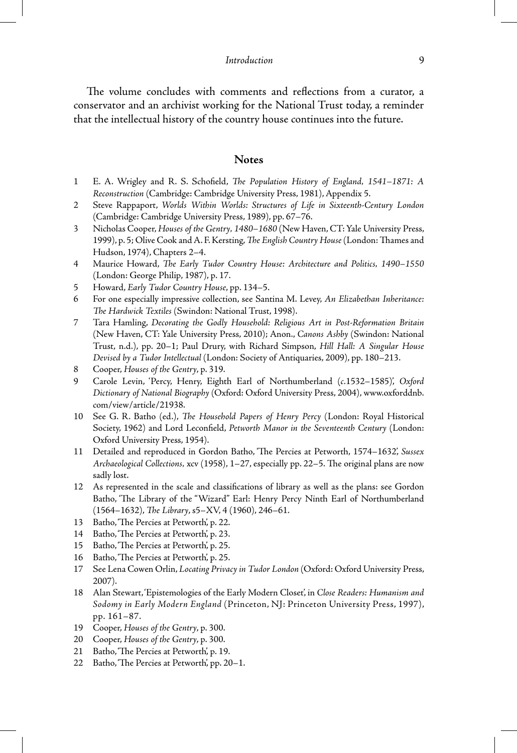The volume concludes with comments and reflections from a curator, a conservator and an archivist working for the National Trust today, a reminder that the intellectual history of the country house continues into the future.

## Notes

1. E. A. Wrigley and R. S. Schofield, *The Population History of England, 1541–1871: A Reconstruction* (Cambridge: Cambridge University Press, 1981), Appendix 5.
2. Steve Rappaport, *Worlds Within Worlds: Structures of Life in Sixteenth-Century London* (Cambridge: Cambridge University Press, 1989), pp. 67–76.
3. Nicholas Cooper, *Houses of the Gentry, 1480–1680* (New Haven, CT: Yale University Press, 1999), p. 5; Olive Cook and A. F. Kersting, *The English Country House* (London: Thames and Hudson, 1974), Chapters 2–4.
4. Maurice Howard, *The Early Tudor Country House: Architecture and Politics, 1490–1550* (London: George Philip, 1987), p. 17.
5. Howard, *Early Tudor Country House*, pp. 134–5.
6. For one especially impressive collection, see Santina M. Levey, *An Elizabethan Inheritance: The Hardwick Textiles* (Swindon: National Trust, 1998).
7. Tara Hamling, *Decorating the Godly Household: Religious Art in Post-Reformation Britain* (New Haven, CT: Yale University Press, 2010); Anon., *Canons Ashby* (Swindon: National Trust, n.d.), pp. 20–1; Paul Drury, with Richard Simpson, *Hill Hall: A Singular House Devised by a Tudor Intellectual* (London: Society of Antiquaries, 2009), pp. 180–213.
8. Cooper, *Houses of the Gentry*, p. 319.
9. Carole Levin, 'Percy, Henry, Eighth Earl of Northumberland (*c*.1532–1585)', *Oxford Dictionary of National Biography* (Oxford: Oxford University Press, 2004), www.oxforddnb.com/view/article/21938.
10. See G. R. Batho (ed.), *The Household Papers of Henry Percy* (London: Royal Historical Society, 1962) and Lord Leconfield, *Petworth Manor in the Seventeenth Century* (London: Oxford University Press, 1954).
11. Detailed and reproduced in Gordon Batho, 'The Percies at Petworth, 1574–1632', *Sussex Archaeological Collections*, xcv (1958), 1–27, especially pp. 22–5. The original plans are now sadly lost.
12. As represented in the scale and classifications of library as well as the plans: see Gordon Batho, 'The Library of the "Wizard" Earl: Henry Percy Ninth Earl of Northumberland (1564–1632), *The Library*, s5–XV, 4 (1960), 246–61.
13. Batho, 'The Percies at Petworth', p. 22.
14. Batho, 'The Percies at Petworth', p. 23.
15. Batho, 'The Percies at Petworth', p. 25.
16. Batho, 'The Percies at Petworth', p. 25.
17. See Lena Cowen Orlin, *Locating Privacy in Tudor London* (Oxford: Oxford University Press, 2007).
18. Alan Stewart, 'Epistemologies of the Early Modern Closet', in *Close Readers: Humanism and Sodomy in Early Modern England* (Princeton, NJ: Princeton University Press, 1997), pp. 161–87.
19. Cooper, *Houses of the Gentry*, p. 300.
20. Cooper, *Houses of the Gentry*, p. 300.
21. Batho, 'The Percies at Petworth', p. 19.
22. Batho, 'The Percies at Petworth', pp. 20–1.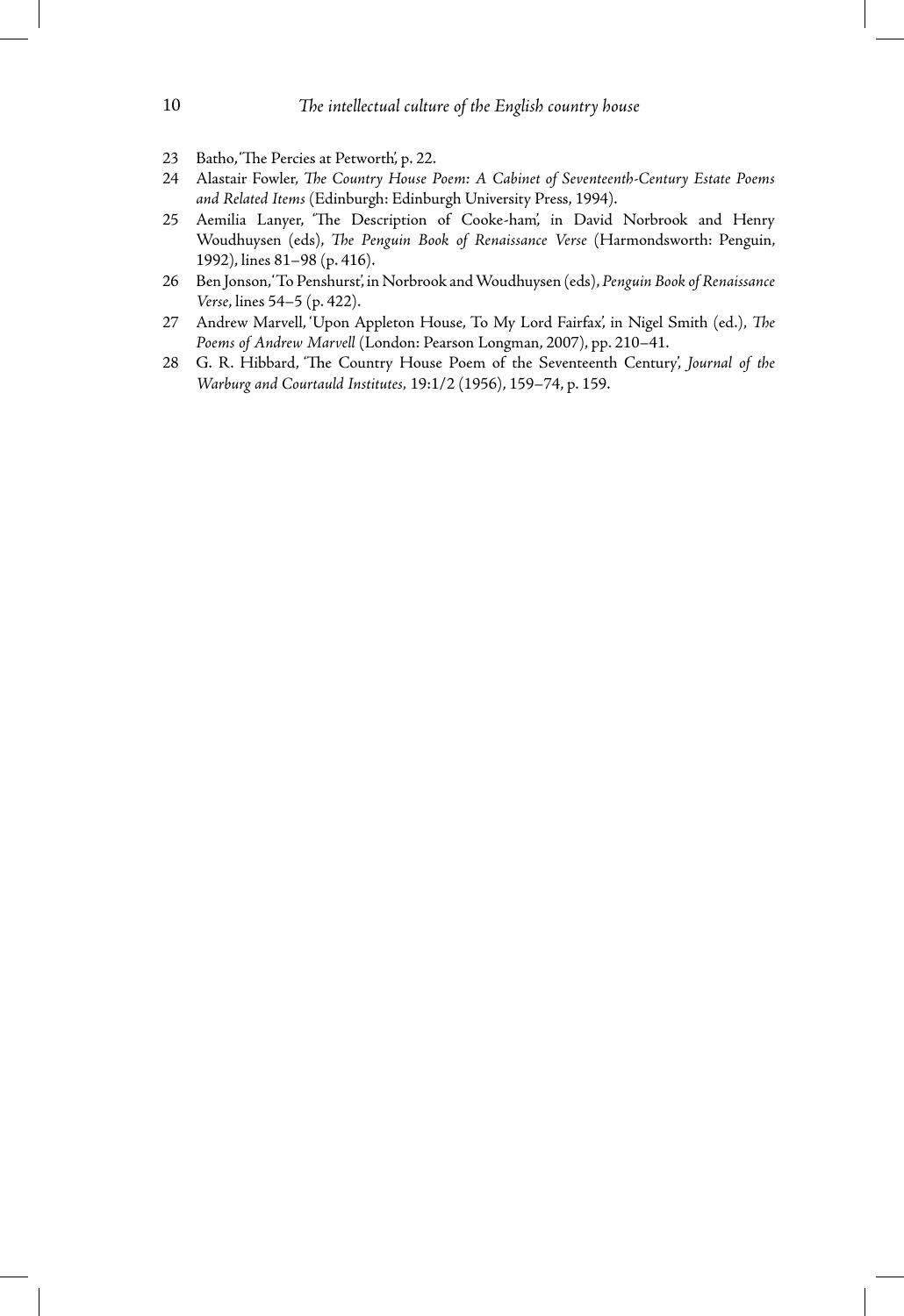23 Batho, 'The Percies at Petworth', p. 22.

24 Alastair Fowler, *The Country House Poem: A Cabinet of Seventeenth-Century Estate Poems and Related Items* (Edinburgh: Edinburgh University Press, 1994).

25 Aemilia Lanyer, 'The Description of Cooke-ham', in David Norbrook and Henry Woudhuysen (eds), *The Penguin Book of Renaissance Verse* (Harmondsworth: Penguin, 1992), lines 81–98 (p. 416).

26 Ben Jonson, 'To Penshurst', in Norbrook and Woudhuysen (eds), *Penguin Book of Renaissance Verse*, lines 54–5 (p. 422).

27 Andrew Marvell, 'Upon Appleton House, To My Lord Fairfax', in Nigel Smith (ed.), *The Poems of Andrew Marvell* (London: Pearson Longman, 2007), pp. 210–41.

28 G. R. Hibbard, 'The Country House Poem of the Seventeenth Century', *Journal of the Warburg and Courtauld Institutes*, 19:1/2 (1956), 159–74, p. 159.